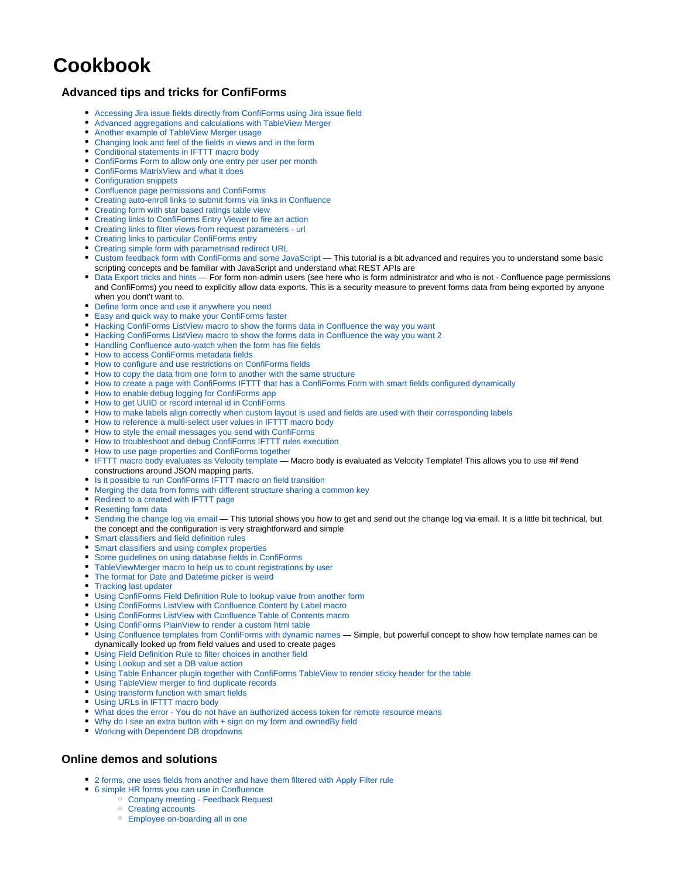# Cookbook

## Advanced tips and tricks for ConfiForms

- Accessing Jira issue fields directly from ConfiForms using Jira issue field
- Advanced aggregations and calculations with TableView Merger
- Another example of TableView Merger usage
- Changing look and feel of the fields in views and in the form
- Conditional statements in IFTTT macro body
- ConfiForms Form to allow only one entry per user per month
- ConfiForms MatrixView and what it does
- Configuration snippets
- Confluence page permissions and ConfiForms
- Creating auto-enroll links to submit forms via links in Confluence
- Creating form with star based ratings table view
- Creating links to ConfiForms Entry Viewer to fire an action
- Creating links to filter views from request parameters - url
- Creating links to particular ConfiForms entry
- Creating simple form with parametrised redirect URL
- Custom feedback form with ConfiForms and some JavaScript — This tutorial is a bit advanced and requires you to understand some basic scripting concepts and be familiar with JavaScript and understand what REST APIs are
- Data Export tricks and hints — For form non-admin users (see here who is form administrator and who is not - Confluence page permissions and ConfiForms) you need to explicitly allow data exports. This is a security measure to prevent forms data from being exported by anyone when you dont't want to.
- Define form once and use it anywhere you need
- Easy and quick way to make your ConfiForms faster
- Hacking ConfiForms ListView macro to show the forms data in Confluence the way you want
- Hacking ConfiForms ListView macro to show the forms data in Confluence the way you want 2
- Handling Confluence auto-watch when the form has file fields
- How to access ConfiForms metadata fields
- How to configure and use restrictions on ConfiForms fields
- How to copy the data from one form to another with the same structure
- How to create a page with ConfiForms IFTTT that has a ConfiForms Form with smart fields configured dynamically
- How to enable debug logging for ConfiForms app
- How to get UUID or record internal id in ConfiForms
- How to make labels align correctly when custom layout is used and fields are used with their corresponding labels
- How to reference a multi-select user values in IFTTT macro body
- How to style the email messages you send with ConfiForms
- How to troubleshoot and debug ConfiForms IFTTT rules execution
- How to use page properties and ConfiForms together
- IFTTT macro body evaluates as Velocity template — Macro body is evaluated as Velocity Template! This allows you to use #if #end constructions around JSON mapping parts.
- Is it possible to run ConfiForms IFTTT macro on field transition
- Merging the data from forms with different structure sharing a common key
- Redirect to a created with IFTTT page
- Resetting form data
- Sending the change log via email — This tutorial shows you how to get and send out the change log via email. It is a little bit technical, but the concept and the configuration is very straightforward and simple
- Smart classifiers and field definition rules
- Smart classifiers and using complex properties
- Some guidelines on using database fields in ConfiForms
- TableViewMerger macro to help us to count registrations by user
- The format for Date and Datetime picker is weird
- Tracking last updater
- Using ConfiForms Field Definition Rule to lookup value from another form
- Using ConfiForms ListView with Confluence Content by Label macro
- Using ConfiForms ListView with Confluence Table of Contents macro
- Using ConfiForms PlainView to render a custom html table
- Using Confluence templates from ConfiForms with dynamic names — Simple, but powerful concept to show how template names can be dynamically looked up from field values and used to create pages
- Using Field Definition Rule to filter choices in another field
- Using Lookup and set a DB value action
- Using Table Enhancer plugin together with ConfiForms TableView to render sticky header for the table
- Using TableView merger to find duplicate records
- Using transform function with smart fields
- Using URLs in IFTTT macro body
- What does the error - You do not have an authorized access token for remote resource means
- Why do I see an extra button with + sign on my form and ownedBy field
- Working with Dependent DB dropdowns

## Online demos and solutions

- 2 forms, one uses fields from another and have them filtered with Apply Filter rule
- 6 simple HR forms you can use in Confluence
  - Company meeting - Feedback Request
  - Creating accounts
  - Employee on-boarding all in one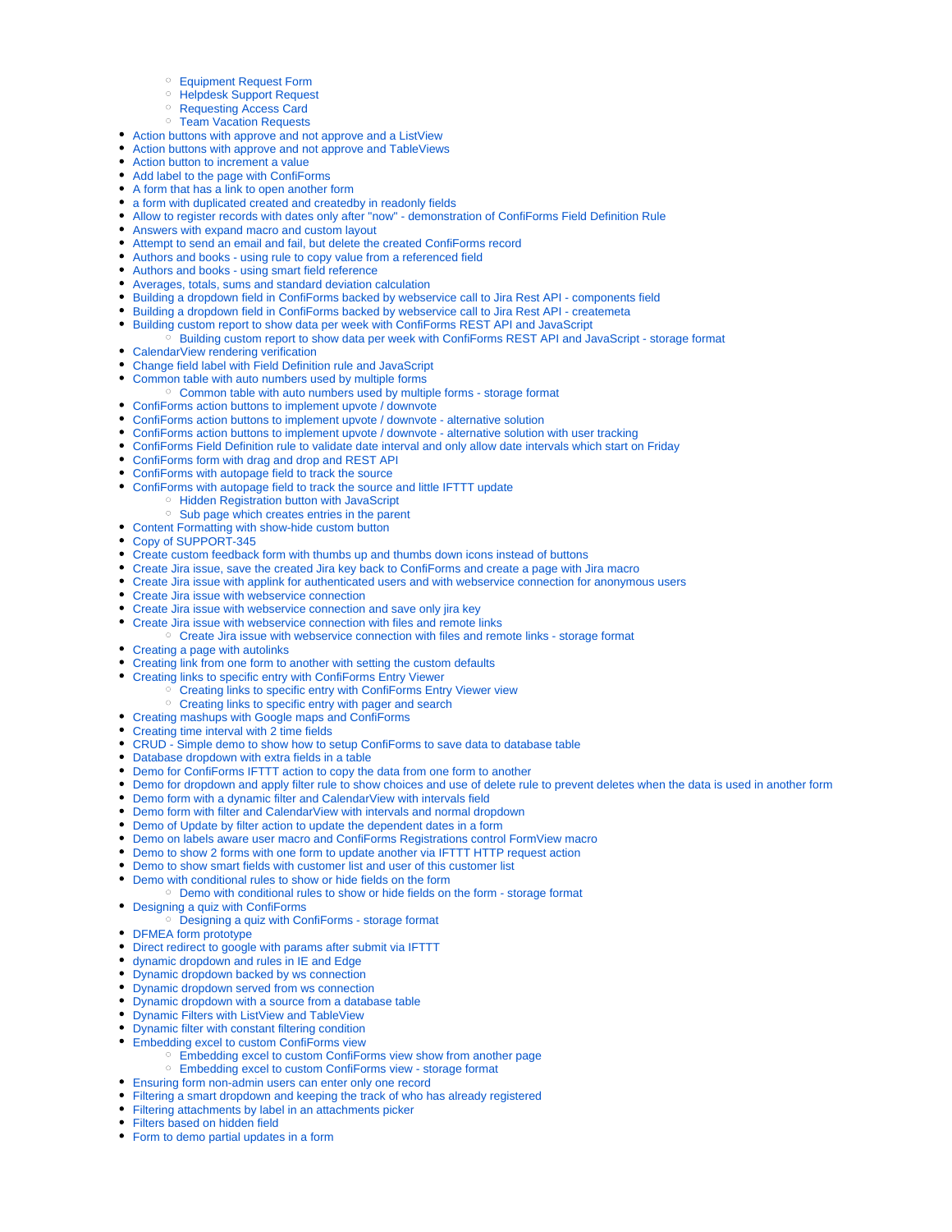- Equipment Request Form
    - Helpdesk Support Request
    - Requesting Access Card
    - Team Vacation Requests
- Action buttons with approve and not approve and a ListView
- Action buttons with approve and not approve and TableViews
- Action button to increment a value
- Add label to the page with ConfiForms
- A form that has a link to open another form
- a form with duplicated created and createdby in readonly fields
- Allow to register records with dates only after "now" - demonstration of ConfiForms Field Definition Rule
- Answers with expand macro and custom layout
- Attempt to send an email and fail, but delete the created ConfiForms record
- Authors and books - using rule to copy value from a referenced field
- Authors and books - using smart field reference
- Averages, totals, sums and standard deviation calculation
- Building a dropdown field in ConfiForms backed by webservice call to Jira Rest API - components field
- Building a dropdown field in ConfiForms backed by webservice call to Jira Rest API - createmeta
- Building custom report to show data per week with ConfiForms REST API and JavaScript
    - Building custom report to show data per week with ConfiForms REST API and JavaScript - storage format
- CalendarView rendering verification
- Change field label with Field Definition rule and JavaScript
- Common table with auto numbers used by multiple forms
    - Common table with auto numbers used by multiple forms - storage format
- ConfiForms action buttons to implement upvote / downvote
- ConfiForms action buttons to implement upvote / downvote - alternative solution
- ConfiForms action buttons to implement upvote / downvote - alternative solution with user tracking
- ConfiForms Field Definition rule to validate date interval and only allow date intervals which start on Friday
- ConfiForms form with drag and drop and REST API
- ConfiForms with autopage field to track the source
- ConfiForms with autopage field to track the source and little IFTTT update
    - Hidden Registration button with JavaScript
    - Sub page which creates entries in the parent
- Content Formatting with show-hide custom button
- Copy of SUPPORT-345
- Create custom feedback form with thumbs up and thumbs down icons instead of buttons
- Create Jira issue, save the created Jira key back to ConfiForms and create a page with Jira macro
- Create Jira issue with applink for authenticated users and with webservice connection for anonymous users
- Create Jira issue with webservice connection
- Create Jira issue with webservice connection and save only jira key
- Create Jira issue with webservice connection with files and remote links
    - Create Jira issue with webservice connection with files and remote links - storage format
- Creating a page with autolinks
- Creating link from one form to another with setting the custom defaults
- Creating links to specific entry with ConfiForms Entry Viewer
    - Creating links to specific entry with ConfiForms Entry Viewer view
    - Creating links to specific entry with pager and search
- Creating mashups with Google maps and ConfiForms
- Creating time interval with 2 time fields
- CRUD - Simple demo to show how to setup ConfiForms to save data to database table
- Database dropdown with extra fields in a table
- Demo for ConfiForms IFTTT action to copy the data from one form to another
- Demo for dropdown and apply filter rule to show choices and use of delete rule to prevent deletes when the data is used in another form
- Demo form with a dynamic filter and CalendarView with intervals field
- Demo form with filter and CalendarView with intervals and normal dropdown
- Demo of Update by filter action to update the dependent dates in a form
- Demo on labels aware user macro and ConfiForms Registrations control FormView macro
- Demo to show 2 forms with one form to update another via IFTTT HTTP request action
- Demo to show smart fields with customer list and user of this customer list
- Demo with conditional rules to show or hide fields on the form
    - Demo with conditional rules to show or hide fields on the form - storage format
- Designing a quiz with ConfiForms
    - Designing a quiz with ConfiForms - storage format
- DFMEA form prototype
- Direct redirect to google with params after submit via IFTTT
- dynamic dropdown and rules in IE and Edge
- Dynamic dropdown backed by ws connection
- Dynamic dropdown served from ws connection
- Dynamic dropdown with a source from a database table
- Dynamic Filters with ListView and TableView
- Dynamic filter with constant filtering condition
- Embedding excel to custom ConfiForms view
    - Embedding excel to custom ConfiForms view show from another page
    - Embedding excel to custom ConfiForms view - storage format
- Ensuring form non-admin users can enter only one record
- Filtering a smart dropdown and keeping the track of who has already registered
- Filtering attachments by label in an attachments picker
- Filters based on hidden field
- Form to demo partial updates in a form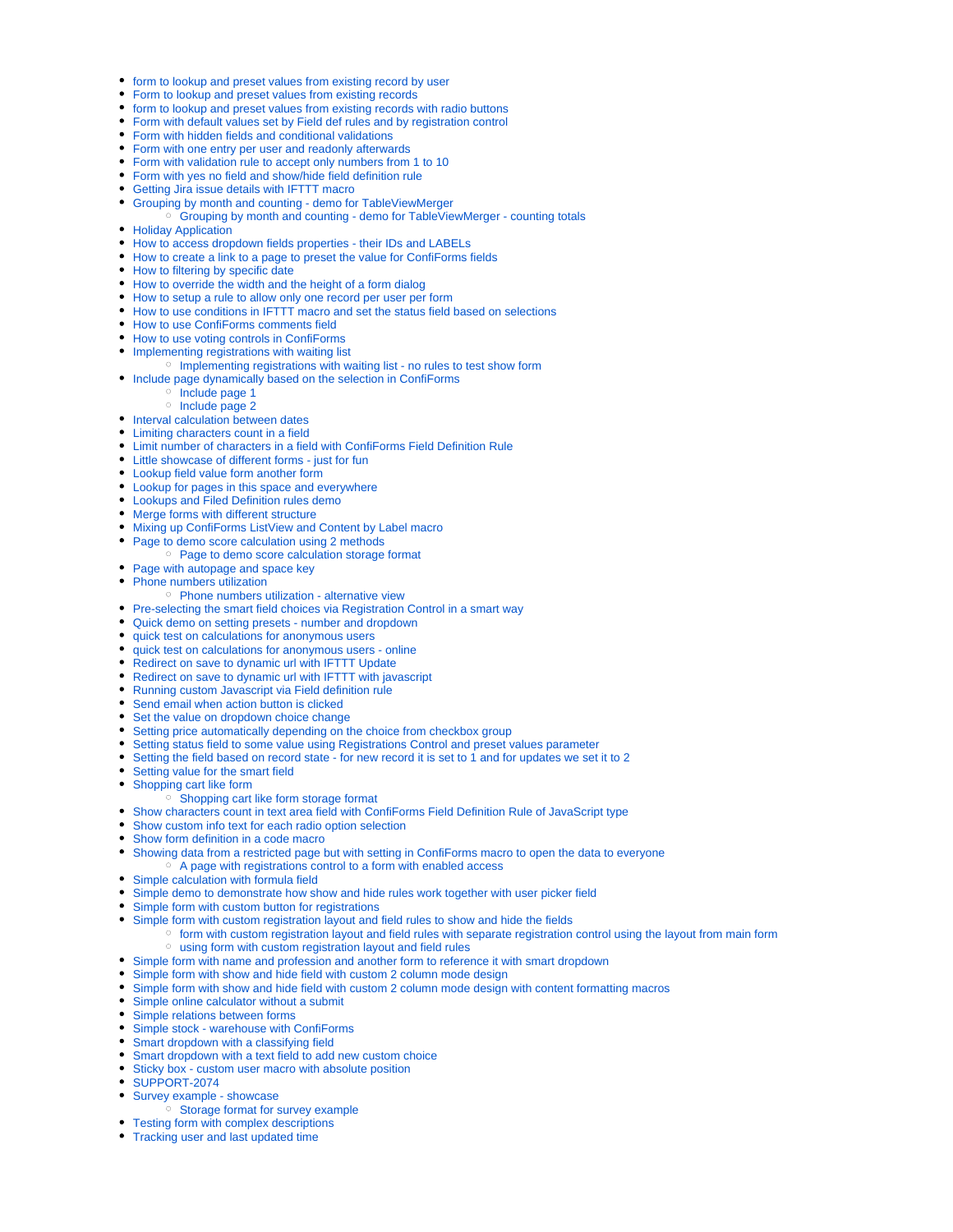- form to lookup and preset values from existing record by user
- Form to lookup and preset values from existing records
- form to lookup and preset values from existing records with radio buttons
- Form with default values set by Field def rules and by registration control
- Form with hidden fields and conditional validations
- Form with one entry per user and readonly afterwards
- Form with validation rule to accept only numbers from 1 to 10
- Form with yes no field and show/hide field definition rule
- Getting Jira issue details with IFTTT macro
- Grouping by month and counting - demo for TableViewMerger
    - Grouping by month and counting - demo for TableViewMerger - counting totals
- Holiday Application
- How to access dropdown fields properties - their IDs and LABELs
- How to create a link to a page to preset the value for ConfiForms fields
- How to filtering by specific date
- How to override the width and the height of a form dialog
- How to setup a rule to allow only one record per user per form
- How to use conditions in IFTTT macro and set the status field based on selections
- How to use ConfiForms comments field
- How to use voting controls in ConfiForms
- Implementing registrations with waiting list
    - Implementing registrations with waiting list - no rules to test show form
- Include page dynamically based on the selection in ConfiForms
    - Include page 1
    - Include page 2
- Interval calculation between dates
- Limiting characters count in a field
- Limit number of characters in a field with ConfiForms Field Definition Rule
- Little showcase of different forms - just for fun
- Lookup field value form another form
- Lookup for pages in this space and everywhere
- Lookups and Filed Definition rules demo
- Merge forms with different structure
- Mixing up ConfiForms ListView and Content by Label macro
- Page to demo score calculation using 2 methods
    - Page to demo score calculation storage format
- Page with autopage and space key
- Phone numbers utilization
    - Phone numbers utilization - alternative view
- Pre-selecting the smart field choices via Registration Control in a smart way
- Quick demo on setting presets - number and dropdown
- quick test on calculations for anonymous users
- quick test on calculations for anonymous users - online
- Redirect on save to dynamic url with IFTTT Update
- Redirect on save to dynamic url with IFTTT with javascript
- Running custom Javascript via Field definition rule
- Send email when action button is clicked
- Set the value on dropdown choice change
- Setting price automatically depending on the choice from checkbox group
- Setting status field to some value using Registrations Control and preset values parameter
- Setting the field based on record state - for new record it is set to 1 and for updates we set it to 2
- Setting value for the smart field
- Shopping cart like form
    - Shopping cart like form storage format
- Show characters count in text area field with ConfiForms Field Definition Rule of JavaScript type
- Show custom info text for each radio option selection
- Show form definition in a code macro
- Showing data from a restricted page but with setting in ConfiForms macro to open the data to everyone
    - A page with registrations control to a form with enabled access
- Simple calculation with formula field
- Simple demo to demonstrate how show and hide rules work together with user picker field
- Simple form with custom button for registrations
- Simple form with custom registration layout and field rules to show and hide the fields
    - form with custom registration layout and field rules with separate registration control using the layout from main form
    - using form with custom registration layout and field rules
- Simple form with name and profession and another form to reference it with smart dropdown
- Simple form with show and hide field with custom 2 column mode design
- Simple form with show and hide field with custom 2 column mode design with content formatting macros
- Simple online calculator without a submit
- Simple relations between forms
- Simple stock - warehouse with ConfiForms
- Smart dropdown with a classifying field
- Smart dropdown with a text field to add new custom choice
- Sticky box - custom user macro with absolute position
- SUPPORT-2074
- Survey example - showcase
    - Storage format for survey example
- Testing form with complex descriptions
- Tracking user and last updated time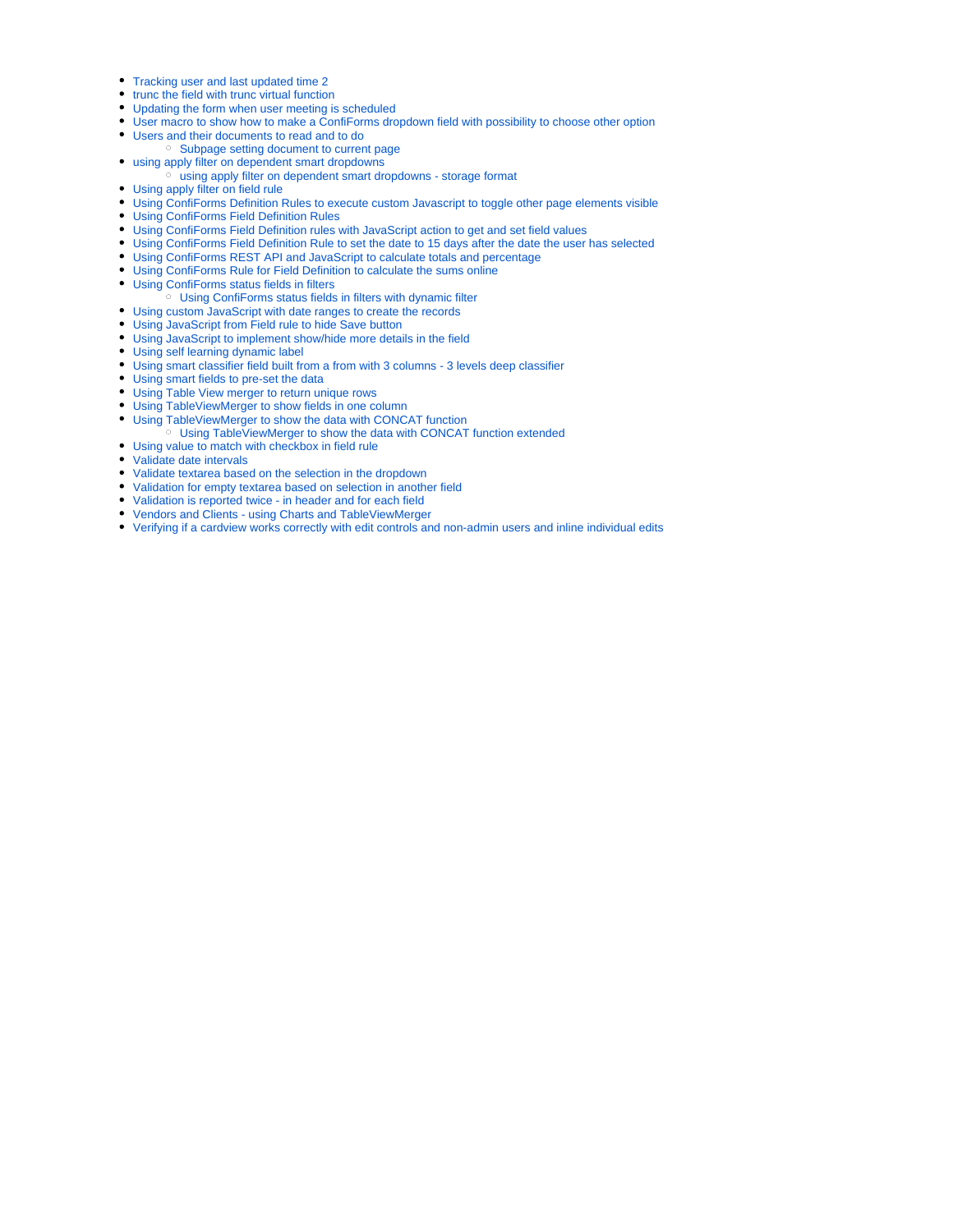- Tracking user and last updated time 2
- trunc the field with trunc virtual function
- Updating the form when user meeting is scheduled
- User macro to show how to make a ConfiForms dropdown field with possibility to choose other option
- Users and their documents to read and to do
    - Subpage setting document to current page
- using apply filter on dependent smart dropdowns
    - using apply filter on dependent smart dropdowns - storage format
- Using apply filter on field rule
- Using ConfiForms Definition Rules to execute custom Javascript to toggle other page elements visible
- Using ConfiForms Field Definition Rules
- Using ConfiForms Field Definition rules with JavaScript action to get and set field values
- Using ConfiForms Field Definition Rule to set the date to 15 days after the date the user has selected
- Using ConfiForms REST API and JavaScript to calculate totals and percentage
- Using ConfiForms Rule for Field Definition to calculate the sums online
- Using ConfiForms status fields in filters
    - Using ConfiForms status fields in filters with dynamic filter
- Using custom JavaScript with date ranges to create the records
- Using JavaScript from Field rule to hide Save button
- Using JavaScript to implement show/hide more details in the field
- Using self learning dynamic label
- Using smart classifier field built from a from with 3 columns - 3 levels deep classifier
- Using smart fields to pre-set the data
- Using Table View merger to return unique rows
- Using TableViewMerger to show fields in one column
- Using TableViewMerger to show the data with CONCAT function
    - Using TableViewMerger to show the data with CONCAT function extended
- Using value to match with checkbox in field rule
- Validate date intervals
- Validate textarea based on the selection in the dropdown
- Validation for empty textarea based on selection in another field
- Validation is reported twice - in header and for each field
- Vendors and Clients - using Charts and TableViewMerger
- Verifying if a cardview works correctly with edit controls and non-admin users and inline individual edits